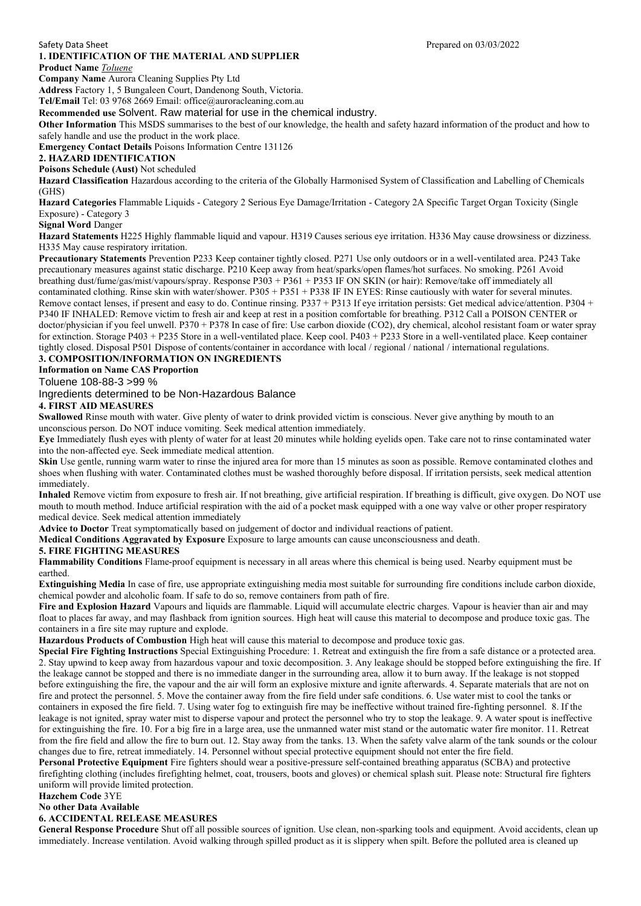Safety Data Sheet Prepared on 03/03/2022

## 1. IDENTIFICATION OF THE MATERIAL AND SUPPLIER

**Product Name** *Toluene*

**Company Name** Aurora Cleaning Supplies Pty Ltd

**Address** Factory 1, 5 Bungaleen Court, Dandenong South, Victoria.

**Tel/Email** Tel: 03 9768 2669 Email: office@auroracleaning.com.au

**Recommended use** Solvent. Raw material for use in the chemical industry.

**Other Information** This MSDS summarises to the best of our knowledge, the health and safety hazard information of the product and how to safely handle and use the product in the work place.

**Emergency Contact Details** Poisons Information Centre 131126

## 2. HAZARD IDENTIFICATION

**Poisons Schedule (Aust)** Not scheduled

**Hazard Classification** Hazardous according to the criteria of the Globally Harmonised System of Classification and Labelling of Chemicals (GHS)

**Hazard Categories** Flammable Liquids - Category 2 Serious Eye Damage/Irritation - Category 2A Specific Target Organ Toxicity (Single Exposure) - Category 3

**Signal Word** Danger

**Hazard Statements** H225 Highly flammable liquid and vapour. H319 Causes serious eye irritation. H336 May cause drowsiness or dizziness. H335 May cause respiratory irritation.

**Precautionary Statements** Prevention P233 Keep container tightly closed. P271 Use only outdoors or in a well-ventilated area. P243 Take precautionary measures against static discharge. P210 Keep away from heat/sparks/open flames/hot surfaces. No smoking. P261 Avoid breathing dust/fume/gas/mist/vapours/spray. Response P303 + P361 + P353 IF ON SKIN (or hair): Remove/take off immediately all contaminated clothing. Rinse skin with water/shower. P305 + P351 + P338 IF IN EYES: Rinse cautiously with water for several minutes. Remove contact lenses, if present and easy to do. Continue rinsing. P337 + P313 If eye irritation persists: Get medical advice/attention. P304 + P340 IF INHALED: Remove victim to fresh air and keep at rest in a position comfortable for breathing. P312 Call a POISON CENTER or doctor/physician if you feel unwell. P370 + P378 In case of fire: Use carbon dioxide (CO2), dry chemical, alcohol resistant foam or water spray for extinction. Storage P403 + P235 Store in a well-ventilated place. Keep cool. P403 + P233 Store in a well-ventilated place. Keep container tightly closed. Disposal P501 Dispose of contents/container in accordance with local / regional / national / international regulations.

## 3. COMPOSITION/INFORMATION ON INGREDIENTS

**Information on Name CAS Proportion**

Toluene 108-88-3 >99 %

Ingredients determined to be Non-Hazardous Balance

## 4. FIRST AID MEASURES

**Swallowed** Rinse mouth with water. Give plenty of water to drink provided victim is conscious. Never give anything by mouth to an unconscious person. Do NOT induce vomiting. Seek medical attention immediately.

**Eye** Immediately flush eyes with plenty of water for at least 20 minutes while holding eyelids open. Take care not to rinse contaminated water into the non-affected eye. Seek immediate medical attention.

**Skin** Use gentle, running warm water to rinse the injured area for more than 15 minutes as soon as possible. Remove contaminated clothes and shoes when flushing with water. Contaminated clothes must be washed thoroughly before disposal. If irritation persists, seek medical attention immediately.

**Inhaled** Remove victim from exposure to fresh air. If not breathing, give artificial respiration. If breathing is difficult, give oxygen. Do NOT use mouth to mouth method. Induce artificial respiration with the aid of a pocket mask equipped with a one way valve or other proper respiratory medical device. Seek medical attention immediately

**Advice to Doctor** Treat symptomatically based on judgement of doctor and individual reactions of patient.

**Medical Conditions Aggravated by Exposure** Exposure to large amounts can cause unconsciousness and death.

## 5. FIRE FIGHTING MEASURES

**Flammability Conditions** Flame-proof equipment is necessary in all areas where this chemical is being used. Nearby equipment must be earthed.

**Extinguishing Media** In case of fire, use appropriate extinguishing media most suitable for surrounding fire conditions include carbon dioxide, chemical powder and alcoholic foam. If safe to do so, remove containers from path of fire.

**Fire and Explosion Hazard** Vapours and liquids are flammable. Liquid will accumulate electric charges. Vapour is heavier than air and may float to places far away, and may flashback from ignition sources. High heat will cause this material to decompose and produce toxic gas. The containers in a fire site may rupture and explode.

**Hazardous Products of Combustion** High heat will cause this material to decompose and produce toxic gas.

**Special Fire Fighting Instructions** Special Extinguishing Procedure: 1. Retreat and extinguish the fire from a safe distance or a protected area. 2. Stay upwind to keep away from hazardous vapour and toxic decomposition. 3. Any leakage should be stopped before extinguishing the fire. If the leakage cannot be stopped and there is no immediate danger in the surrounding area, allow it to burn away. If the leakage is not stopped before extinguishing the fire, the vapour and the air will form an explosive mixture and ignite afterwards. 4. Separate materials that are not on fire and protect the personnel. 5. Move the container away from the fire field under safe conditions. 6. Use water mist to cool the tanks or containers in exposed the fire field. 7. Using water fog to extinguish fire may be ineffective without trained fire-fighting personnel. 8. If the leakage is not ignited, spray water mist to disperse vapour and protect the personnel who try to stop the leakage. 9. A water spout is ineffective for extinguishing the fire. 10. For a big fire in a large area, use the unmanned water mist stand or the automatic water fire monitor. 11. Retreat from the fire field and allow the fire to burn out. 12. Stay away from the tanks. 13. When the safety valve alarm of the tank sounds or the colour changes due to fire, retreat immediately. 14. Personnel without special protective equipment should not enter the fire field.

**Personal Protective Equipment** Fire fighters should wear a positive-pressure self-contained breathing apparatus (SCBA) and protective firefighting clothing (includes firefighting helmet, coat, trousers, boots and gloves) or chemical splash suit. Please note: Structural fire fighters uniform will provide limited protection.

**Hazchem Code** 3YE

**No other Data Available**

## 6. ACCIDENTAL RELEASE MEASURES

**General Response Procedure** Shut off all possible sources of ignition. Use clean, non-sparking tools and equipment. Avoid accidents, clean up immediately. Increase ventilation. Avoid walking through spilled product as it is slippery when spilt. Before the polluted area is cleaned up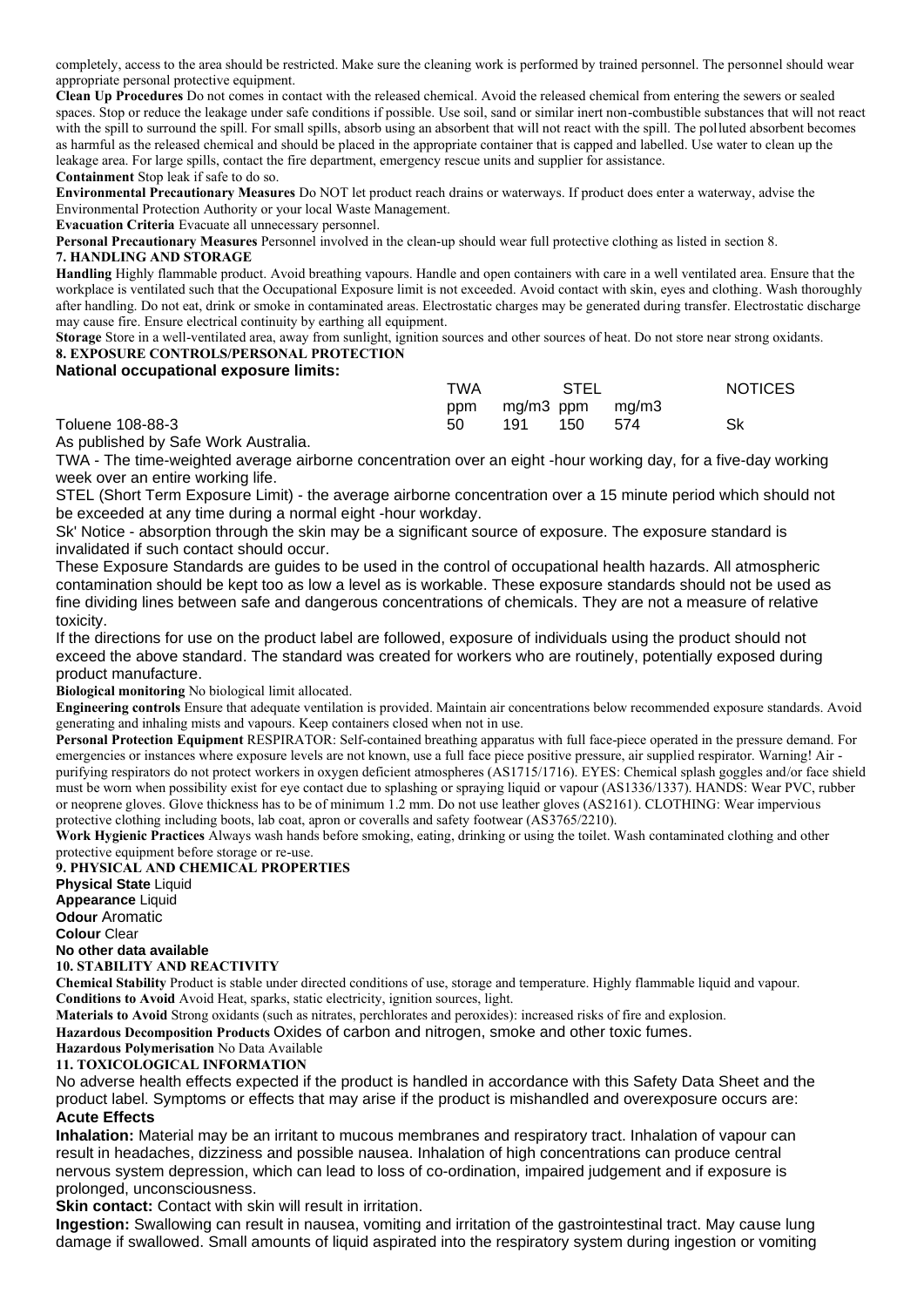completely, access to the area should be restricted. Make sure the cleaning work is performed by trained personnel. The personnel should wear appropriate personal protective equipment.

**Clean Up Procedures** Do not comes in contact with the released chemical. Avoid the released chemical from entering the sewers or sealed spaces. Stop or reduce the leakage under safe conditions if possible. Use soil, sand or similar inert non-combustible substances that will not react with the spill to surround the spill. For small spills, absorb using an absorbent that will not react with the spill. The polluted absorbent becomes as harmful as the released chemical and should be placed in the appropriate container that is capped and labelled. Use water to clean up the leakage area. For large spills, contact the fire department, emergency rescue units and supplier for assistance.

**Containment** Stop leak if safe to do so.

**Environmental Precautionary Measures** Do NOT let product reach drains or waterways. If product does enter a waterway, advise the Environmental Protection Authority or your local Waste Management.

**Evacuation Criteria** Evacuate all unnecessary personnel.

**Personal Precautionary Measures** Personnel involved in the clean-up should wear full protective clothing as listed in section 8.

## 7. HANDLING AND STORAGE

**Handling** Highly flammable product. Avoid breathing vapours. Handle and open containers with care in a well ventilated area. Ensure that the workplace is ventilated such that the Occupational Exposure limit is not exceeded. Avoid contact with skin, eyes and clothing. Wash thoroughly after handling. Do not eat, drink or smoke in contaminated areas. Electrostatic charges may be generated during transfer. Electrostatic discharge may cause fire. Ensure electrical continuity by earthing all equipment.

**Storage** Store in a well-ventilated area, away from sunlight, ignition sources and other sources of heat. Do not store near strong oxidants.

## 8. EXPOSURE CONTROLS/PERSONAL PROTECTION

**National occupational exposure limits:**

| | TWA | | STEL | | NOTICES |
|---|---|---|---|---|---|
| | ppm | mg/m3 | ppm | mg/m3 | |
| Toluene 108-88-3 | 50 | 191 | 150 | 574 | Sk |

As published by Safe Work Australia.

TWA - The time-weighted average airborne concentration over an eight -hour working day, for a five-day working week over an entire working life.

STEL (Short Term Exposure Limit) - the average airborne concentration over a 15 minute period which should not be exceeded at any time during a normal eight -hour workday.

Sk' Notice - absorption through the skin may be a significant source of exposure. The exposure standard is invalidated if such contact should occur.

These Exposure Standards are guides to be used in the control of occupational health hazards. All atmospheric contamination should be kept too as low a level as is workable. These exposure standards should not be used as fine dividing lines between safe and dangerous concentrations of chemicals. They are not a measure of relative toxicity.

If the directions for use on the product label are followed, exposure of individuals using the product should not exceed the above standard. The standard was created for workers who are routinely, potentially exposed during product manufacture.

**Biological monitoring** No biological limit allocated.

**Engineering controls** Ensure that adequate ventilation is provided. Maintain air concentrations below recommended exposure standards. Avoid generating and inhaling mists and vapours. Keep containers closed when not in use.

**Personal Protection Equipment** RESPIRATOR: Self-contained breathing apparatus with full face-piece operated in the pressure demand. For emergencies or instances where exposure levels are not known, use a full face piece positive pressure, air supplied respirator. Warning! Air - purifying respirators do not protect workers in oxygen deficient atmospheres (AS1715/1716). EYES: Chemical splash goggles and/or face shield must be worn when possibility exist for eye contact due to splashing or spraying liquid or vapour (AS1336/1337). HANDS: Wear PVC, rubber or neoprene gloves. Glove thickness has to be of minimum 1.2 mm. Do not use leather gloves (AS2161). CLOTHING: Wear impervious protective clothing including boots, lab coat, apron or coveralls and safety footwear (AS3765/2210).

**Work Hygienic Practices** Always wash hands before smoking, eating, drinking or using the toilet. Wash contaminated clothing and other protective equipment before storage or re-use.

## 9. PHYSICAL AND CHEMICAL PROPERTIES

**Physical State** Liquid
**Appearance** Liquid
**Odour** Aromatic
**Colour** Clear
**No other data available**

## 10. STABILITY AND REACTIVITY

**Chemical Stability** Product is stable under directed conditions of use, storage and temperature. Highly flammable liquid and vapour.

**Conditions to Avoid** Avoid Heat, sparks, static electricity, ignition sources, light.

**Materials to Avoid** Strong oxidants (such as nitrates, perchlorates and peroxides): increased risks of fire and explosion.

**Hazardous Decomposition Products** Oxides of carbon and nitrogen, smoke and other toxic fumes.

**Hazardous Polymerisation** No Data Available

## 11. TOXICOLOGICAL INFORMATION

No adverse health effects expected if the product is handled in accordance with this Safety Data Sheet and the product label. Symptoms or effects that may arise if the product is mishandled and overexposure occurs are:

**Acute Effects**

**Inhalation:** Material may be an irritant to mucous membranes and respiratory tract. Inhalation of vapour can result in headaches, dizziness and possible nausea. Inhalation of high concentrations can produce central nervous system depression, which can lead to loss of co-ordination, impaired judgement and if exposure is prolonged, unconsciousness.

**Skin contact:** Contact with skin will result in irritation.

**Ingestion:** Swallowing can result in nausea, vomiting and irritation of the gastrointestinal tract. May cause lung damage if swallowed. Small amounts of liquid aspirated into the respiratory system during ingestion or vomiting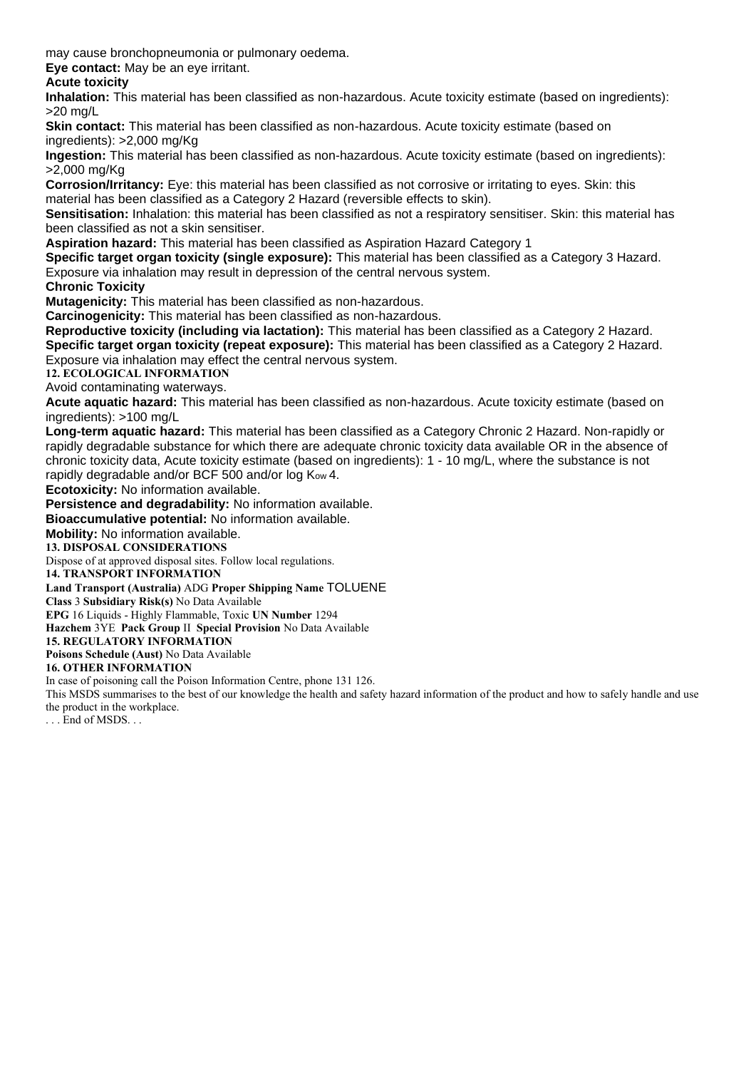may cause bronchopneumonia or pulmonary oedema.

**Eye contact:** May be an eye irritant.

**Acute toxicity**

**Inhalation:** This material has been classified as non-hazardous. Acute toxicity estimate (based on ingredients): >20 mg/L

**Skin contact:** This material has been classified as non-hazardous. Acute toxicity estimate (based on ingredients): >2,000 mg/Kg

**Ingestion:** This material has been classified as non-hazardous. Acute toxicity estimate (based on ingredients): >2,000 mg/Kg

**Corrosion/Irritancy:** Eye: this material has been classified as not corrosive or irritating to eyes. Skin: this material has been classified as a Category 2 Hazard (reversible effects to skin).

**Sensitisation:** Inhalation: this material has been classified as not a respiratory sensitiser. Skin: this material has been classified as not a skin sensitiser.

**Aspiration hazard:** This material has been classified as Aspiration Hazard Category 1

**Specific target organ toxicity (single exposure):** This material has been classified as a Category 3 Hazard. Exposure via inhalation may result in depression of the central nervous system.

**Chronic Toxicity**

**Mutagenicity:** This material has been classified as non-hazardous.

**Carcinogenicity:** This material has been classified as non-hazardous.

**Reproductive toxicity (including via lactation):** This material has been classified as a Category 2 Hazard.

**Specific target organ toxicity (repeat exposure):** This material has been classified as a Category 2 Hazard. Exposure via inhalation may effect the central nervous system.

**12. ECOLOGICAL INFORMATION**

Avoid contaminating waterways.

**Acute aquatic hazard:** This material has been classified as non-hazardous. Acute toxicity estimate (based on ingredients): >100 mg/L

**Long-term aquatic hazard:** This material has been classified as a Category Chronic 2 Hazard. Non-rapidly or rapidly degradable substance for which there are adequate chronic toxicity data available OR in the absence of chronic toxicity data, Acute toxicity estimate (based on ingredients): 1 - 10 mg/L, where the substance is not rapidly degradable and/or BCF 500 and/or log $K_{ow}$ 4.

**Ecotoxicity:** No information available.

**Persistence and degradability:** No information available.

**Bioaccumulative potential:** No information available.

**Mobility:** No information available.

**13. DISPOSAL CONSIDERATIONS**

Dispose of at approved disposal sites. Follow local regulations.

**14. TRANSPORT INFORMATION**

**Land Transport (Australia)** ADG **Proper Shipping Name** TOLUENE

**Class** 3 **Subsidiary Risk(s)** No Data Available

**EPG** 16 Liquids - Highly Flammable, Toxic **UN Number** 1294

**Hazchem** 3YE **Pack Group** II **Special Provision** No Data Available

**15. REGULATORY INFORMATION**

**Poisons Schedule (Aust)** No Data Available

**16. OTHER INFORMATION**

In case of poisoning call the Poison Information Centre, phone 131 126.

This MSDS summarises to the best of our knowledge the health and safety hazard information of the product and how to safely handle and use the product in the workplace.

. . . End of MSDS. . .